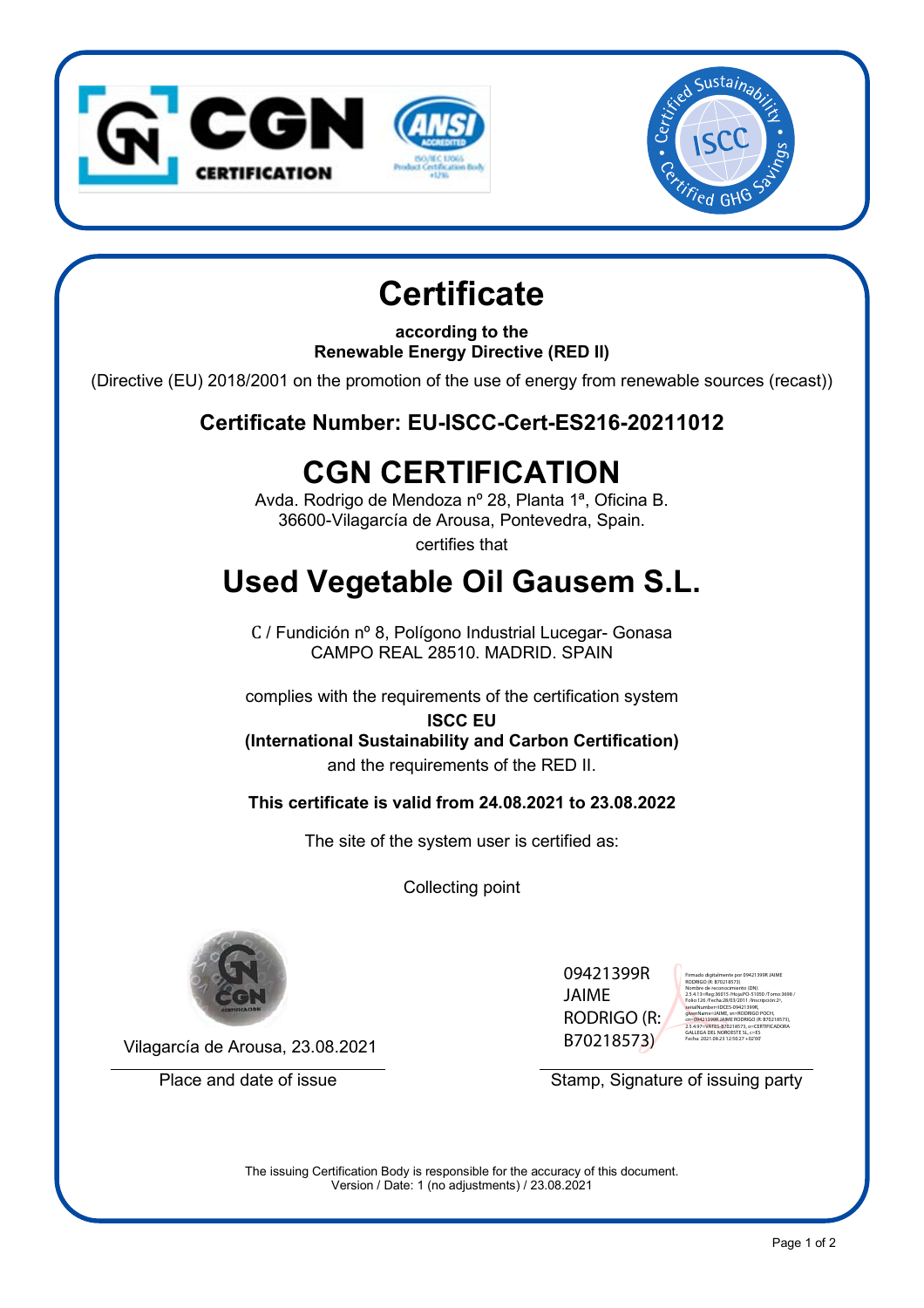# Certificate

**according to the**
**Renewable Energy Directive (RED II)**

(Directive (EU) 2018/2001 on the promotion of the use of energy from renewable sources (recast))

**Certificate Number: EU-ISCC-Cert-ES216-20211012**

## CGN CERTIFICATION

Avda. Rodrigo de Mendoza nº 28, Planta 1ª, Oficina B.
36600-Vilagarcía de Arousa, Pontevedra, Spain.

certifies that

## Used Vegetable Oil Gausem S.L.

C / Fundición nº 8, Polígono Industrial Lucegar- Gonasa
CAMPO REAL 28510. MADRID. SPAIN

complies with the requirements of the certification system

**ISCC EU**
**(International Sustainability and Carbon Certification)**

and the requirements of the RED II.

**This certificate is valid from 24.08.2021 to 23.08.2022**

The site of the system user is certified as:

Collecting point

Vilagarcía de Arousa, 23.08.2021

Place and date of issue

09421399R JAIME RODRIGO (R: B70218573)

Firmado digitalmente por 09421399R JAIME RODRIGO (R: B70218573)
Nombre de reconocimiento (DN): 2.5.4.13=Reg:36015 /Hoja:PO-51050 /Tomo:3698 /Folio:126 /Fecha:28/03/2011 /Inscripción:2ª, serialNumber=IDCES-09421399R, givenName=JAIME, sn=RODRIGO POCH, cn=09421399R JAIME RODRIGO (R: B70218573), 2.5.4.97=VATES-B70218573, o=CERTIFICADORA GALLEGA DEL NOROESTE SL, c=ES
Fecha: 2021.08.23 12:50:27 +02'00'

Stamp, Signature of issuing party

The issuing Certification Body is responsible for the accuracy of this document.
Version / Date: 1 (no adjustments) / 23.08.2021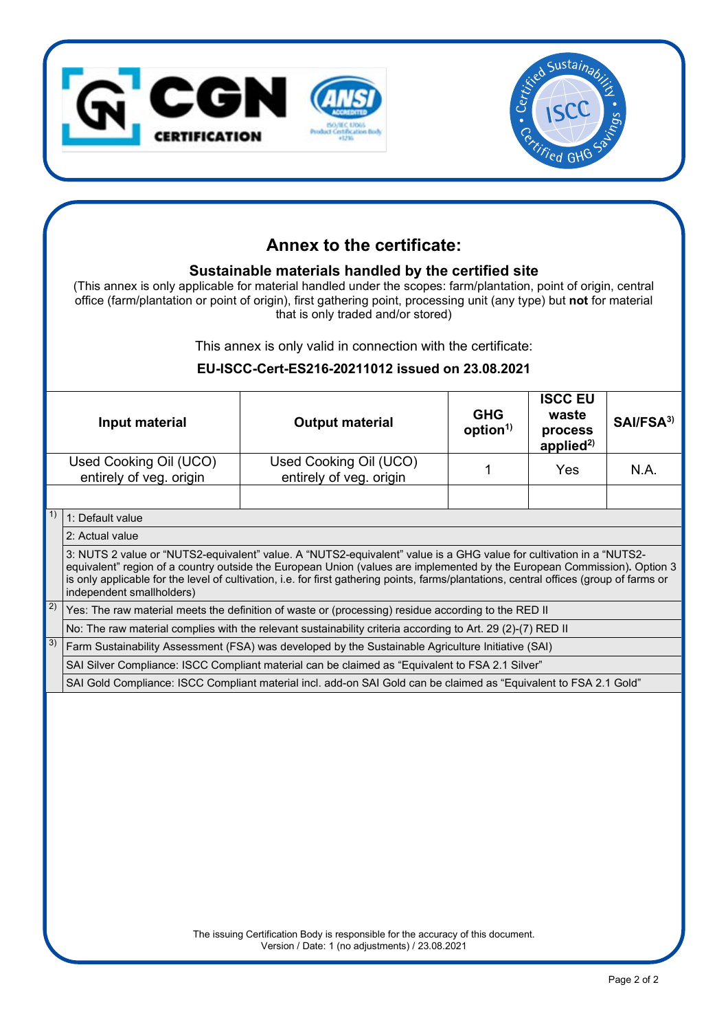# Annex to the certificate:

## Sustainable materials handled by the certified site

(This annex is only applicable for material handled under the scopes: farm/plantation, point of origin, central office (farm/plantation or point of origin), first gathering point, processing unit (any type) but **not** for material that is only traded and/or stored)

This annex is only valid in connection with the certificate:

**EU-ISCC-Cert-ES216-20211012 issued on 23.08.2021**

| Input material | Output material | GHG option[1] | ISCC EU waste process applied[2] | SAI/FSA[3] |
|---|---|---|---|---|
| Used Cooking Oil (UCO) entirely of veg. origin | Used Cooking Oil (UCO) entirely of veg. origin | 1 | Yes | N.A. |
| | | | | |

| | |
|---|---|
| 1) | 1: Default value |
| | 2: Actual value |
| | 3: NUTS 2 value or "NUTS2-equivalent" value. A "NUTS2-equivalent" value is a GHG value for cultivation in a "NUTS2-equivalent" region of a country outside the European Union (values are implemented by the European Commission)**.** Option 3 is only applicable for the level of cultivation, i.e. for first gathering points, farms/plantations, central offices (group of farms or independent smallholders) |
| 2) | Yes: The raw material meets the definition of waste or (processing) residue according to the RED II |
| | No: The raw material complies with the relevant sustainability criteria according to Art. 29 (2)-(7) RED II |
| 3) | Farm Sustainability Assessment (FSA) was developed by the Sustainable Agriculture Initiative (SAI) |
| | SAI Silver Compliance: ISCC Compliant material can be claimed as "Equivalent to FSA 2.1 Silver" |
| | SAI Gold Compliance: ISCC Compliant material incl. add-on SAI Gold can be claimed as "Equivalent to FSA 2.1 Gold" |

The issuing Certification Body is responsible for the accuracy of this document.
Version / Date: 1 (no adjustments) / 23.08.2021